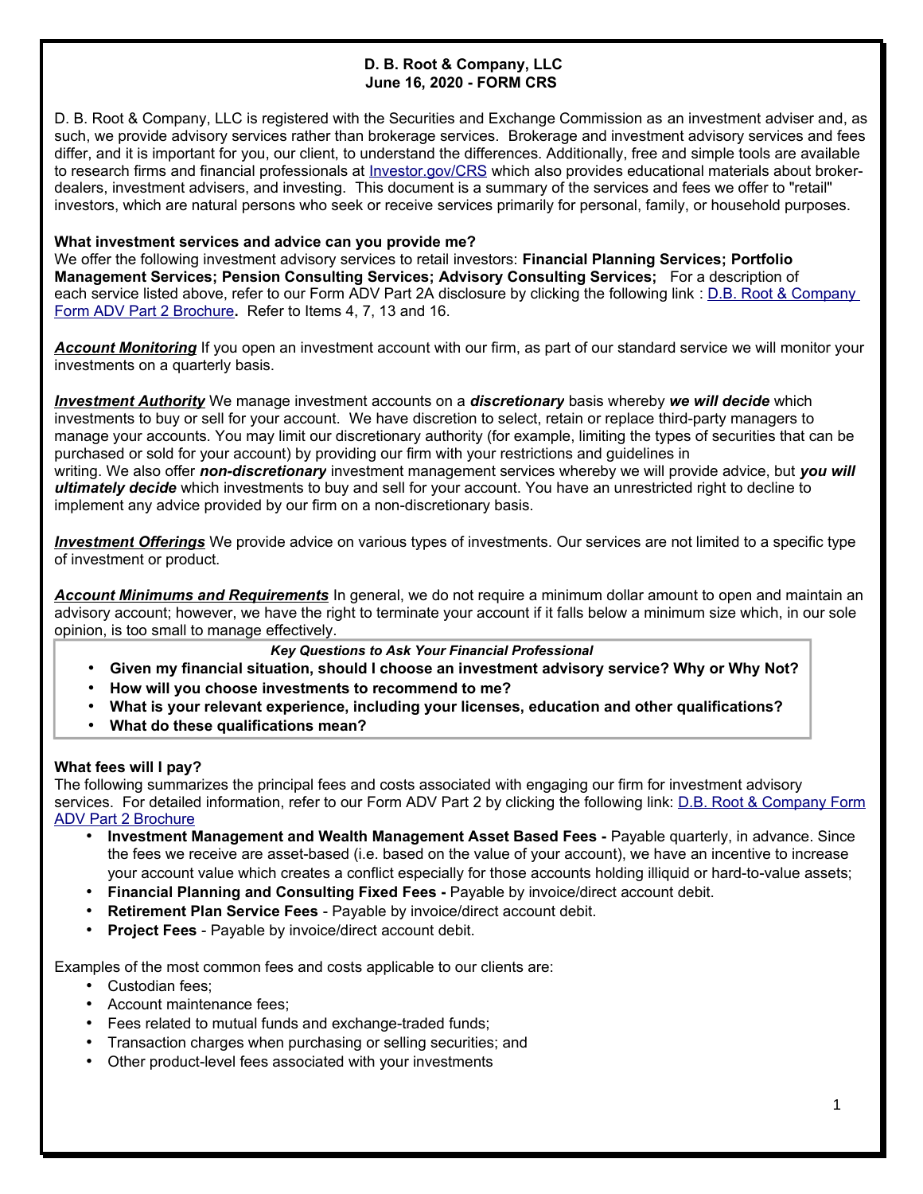# D. B. Root & Company, LLC
## June 16, 2020 - FORM CRS

D. B. Root & Company, LLC is registered with the Securities and Exchange Commission as an investment adviser and, as such, we provide advisory services rather than brokerage services. Brokerage and investment advisory services and fees differ, and it is important for you, our client, to understand the differences. Additionally, free and simple tools are available to research firms and financial professionals at [Investor.gov/CRS](Investor.gov/CRS) which also provides educational materials about broker-dealers, investment advisers, and investing. This document is a summary of the services and fees we offer to "retail" investors, which are natural persons who seek or receive services primarily for personal, family, or household purposes.

### What investment services and advice can you provide me?

We offer the following investment advisory services to retail investors: **Financial Planning Services; Portfolio Management Services; Pension Consulting Services; Advisory Consulting Services;** For a description of each service listed above, refer to our Form ADV Part 2A disclosure by clicking the following link : D.B. Root & Company Form ADV Part 2 Brochure**.** Refer to Items 4, 7, 13 and 16.

***Account Monitoring*** If you open an investment account with our firm, as part of our standard service we will monitor your investments on a quarterly basis.

***Investment Authority*** We manage investment accounts on a ***discretionary*** basis whereby ***we will decide*** which investments to buy or sell for your account. We have discretion to select, retain or replace third-party managers to manage your accounts. You may limit our discretionary authority (for example, limiting the types of securities that can be purchased or sold for your account) by providing our firm with your restrictions and guidelines in writing. We also offer ***non-discretionary*** investment management services whereby we will provide advice, but ***you will ultimately decide*** which investments to buy and sell for your account. You have an unrestricted right to decline to implement any advice provided by our firm on a non-discretionary basis.

***Investment Offerings*** We provide advice on various types of investments. Our services are not limited to a specific type of investment or product.

***Account Minimums and Requirements*** In general, we do not require a minimum dollar amount to open and maintain an advisory account; however, we have the right to terminate your account if it falls below a minimum size which, in our sole opinion, is too small to manage effectively.

***Key Questions to Ask Your Financial Professional***

- **Given my financial situation, should I choose an investment advisory service? Why or Why Not?**
- **How will you choose investments to recommend to me?**
- **What is your relevant experience, including your licenses, education and other qualifications?**
- **What do these qualifications mean?**

### What fees will I pay?

The following summarizes the principal fees and costs associated with engaging our firm for investment advisory services. For detailed information, refer to our Form ADV Part 2 by clicking the following link: D.B. Root & Company Form ADV Part 2 Brochure

- **Investment Management and Wealth Management Asset Based Fees -** Payable quarterly, in advance. Since the fees we receive are asset-based (i.e. based on the value of your account), we have an incentive to increase your account value which creates a conflict especially for those accounts holding illiquid or hard-to-value assets;
- **Financial Planning and Consulting Fixed Fees -** Payable by invoice/direct account debit.
- **Retirement Plan Service Fees** - Payable by invoice/direct account debit.
- **Project Fees** - Payable by invoice/direct account debit.

Examples of the most common fees and costs applicable to our clients are:

- Custodian fees;
- Account maintenance fees;
- Fees related to mutual funds and exchange-traded funds;
- Transaction charges when purchasing or selling securities; and
- Other product-level fees associated with your investments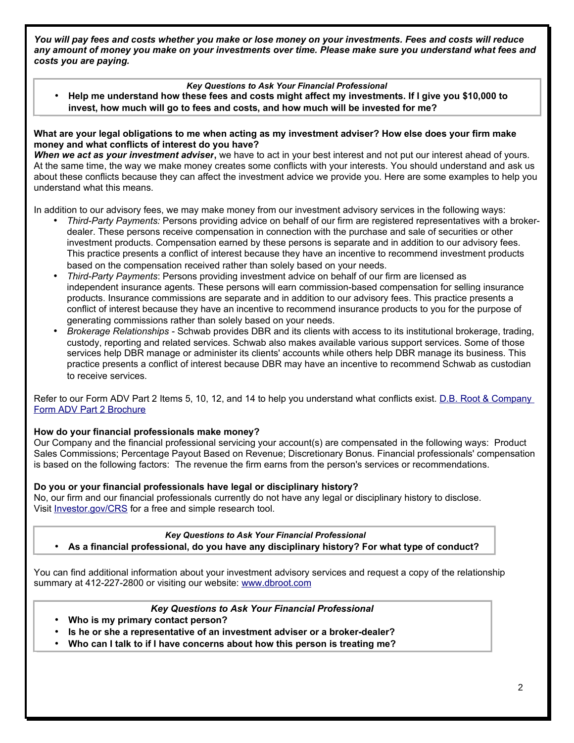***You will pay fees and costs whether you make or lose money on your investments. Fees and costs will reduce any amount of money you make on your investments over time. Please make sure you understand what fees and costs you are paying.***

> ***Key Questions to Ask Your Financial Professional***
> - **Help me understand how these fees and costs might affect my investments. If I give you $10,000 to invest, how much will go to fees and costs, and how much will be invested for me?**

**What are your legal obligations to me when acting as my investment adviser? How else does your firm make money and what conflicts of interest do you have?**

***When we act as your investment adviser*****,** we have to act in your best interest and not put our interest ahead of yours. At the same time, the way we make money creates some conflicts with your interests. You should understand and ask us about these conflicts because they can affect the investment advice we provide you. Here are some examples to help you understand what this means.

In addition to our advisory fees, we may make money from our investment advisory services in the following ways:

- *Third-Party Payments:* Persons providing advice on behalf of our firm are registered representatives with a broker-dealer. These persons receive compensation in connection with the purchase and sale of securities or other investment products. Compensation earned by these persons is separate and in addition to our advisory fees. This practice presents a conflict of interest because they have an incentive to recommend investment products based on the compensation received rather than solely based on your needs.
- *Third-Party Payments*: Persons providing investment advice on behalf of our firm are licensed as independent insurance agents. These persons will earn commission-based compensation for selling insurance products. Insurance commissions are separate and in addition to our advisory fees. This practice presents a conflict of interest because they have an incentive to recommend insurance products to you for the purpose of generating commissions rather than solely based on your needs.
- *Brokerage Relationships* - Schwab provides DBR and its clients with access to its institutional brokerage, trading, custody, reporting and related services. Schwab also makes available various support services. Some of those services help DBR manage or administer its clients' accounts while others help DBR manage its business. This practice presents a conflict of interest because DBR may have an incentive to recommend Schwab as custodian to receive services.

Refer to our Form ADV Part 2 Items 5, 10, 12, and 14 to help you understand what conflicts exist. D.B. Root & Company Form ADV Part 2 Brochure

**How do your financial professionals make money?**

Our Company and the financial professional servicing your account(s) are compensated in the following ways: Product Sales Commissions; Percentage Payout Based on Revenue; Discretionary Bonus. Financial professionals' compensation is based on the following factors: The revenue the firm earns from the person's services or recommendations.

**Do you or your financial professionals have legal or disciplinary history?**

No, our firm and our financial professionals currently do not have any legal or disciplinary history to disclose. Visit Investor.gov/CRS for a free and simple research tool.

> ***Key Questions to Ask Your Financial Professional***
> - **As a financial professional, do you have any disciplinary history? For what type of conduct?**

You can find additional information about your investment advisory services and request a copy of the relationship summary at 412-227-2800 or visiting our website: www.dbroot.com

> ***Key Questions to Ask Your Financial Professional***
> - **Who is my primary contact person?**
> - **Is he or she a representative of an investment adviser or a broker-dealer?**
> - **Who can I talk to if I have concerns about how this person is treating me?**